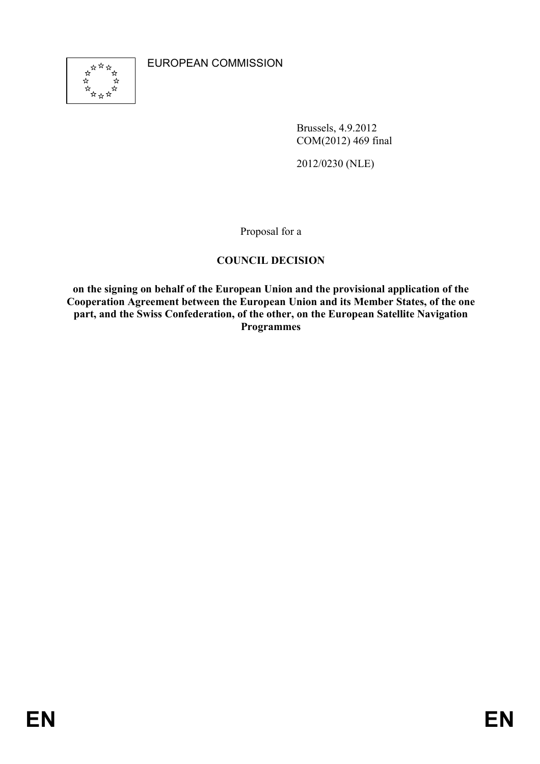EUROPEAN COMMISSION

Brussels, 4.9.2012
COM(2012) 469 final

2012/0230 (NLE)

Proposal for a

**COUNCIL DECISION**

**on the signing on behalf of the European Union and the provisional application of the Cooperation Agreement between the European Union and its Member States, of the one part, and the Swiss Confederation, of the other, on the European Satellite Navigation Programmes**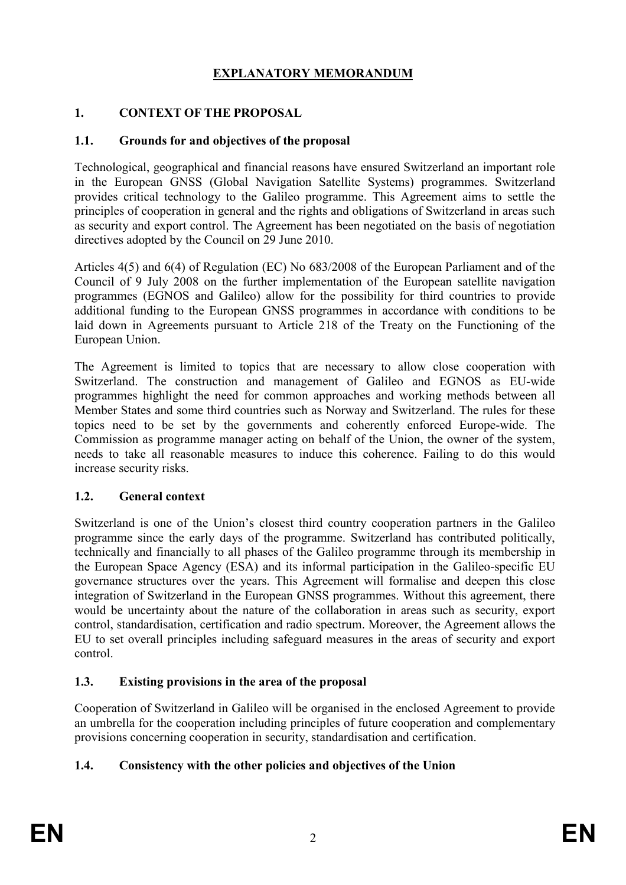# EXPLANATORY MEMORANDUM

## 1. CONTEXT OF THE PROPOSAL

### 1.1. Grounds for and objectives of the proposal

Technological, geographical and financial reasons have ensured Switzerland an important role in the European GNSS (Global Navigation Satellite Systems) programmes. Switzerland provides critical technology to the Galileo programme. This Agreement aims to settle the principles of cooperation in general and the rights and obligations of Switzerland in areas such as security and export control. The Agreement has been negotiated on the basis of negotiation directives adopted by the Council on 29 June 2010.

Articles 4(5) and 6(4) of Regulation (EC) No 683/2008 of the European Parliament and of the Council of 9 July 2008 on the further implementation of the European satellite navigation programmes (EGNOS and Galileo) allow for the possibility for third countries to provide additional funding to the European GNSS programmes in accordance with conditions to be laid down in Agreements pursuant to Article 218 of the Treaty on the Functioning of the European Union.

The Agreement is limited to topics that are necessary to allow close cooperation with Switzerland. The construction and management of Galileo and EGNOS as EU-wide programmes highlight the need for common approaches and working methods between all Member States and some third countries such as Norway and Switzerland. The rules for these topics need to be set by the governments and coherently enforced Europe-wide. The Commission as programme manager acting on behalf of the Union, the owner of the system, needs to take all reasonable measures to induce this coherence. Failing to do this would increase security risks.

### 1.2. General context

Switzerland is one of the Union's closest third country cooperation partners in the Galileo programme since the early days of the programme. Switzerland has contributed politically, technically and financially to all phases of the Galileo programme through its membership in the European Space Agency (ESA) and its informal participation in the Galileo-specific EU governance structures over the years. This Agreement will formalise and deepen this close integration of Switzerland in the European GNSS programmes. Without this agreement, there would be uncertainty about the nature of the collaboration in areas such as security, export control, standardisation, certification and radio spectrum. Moreover, the Agreement allows the EU to set overall principles including safeguard measures in the areas of security and export control.

### 1.3. Existing provisions in the area of the proposal

Cooperation of Switzerland in Galileo will be organised in the enclosed Agreement to provide an umbrella for the cooperation including principles of future cooperation and complementary provisions concerning cooperation in security, standardisation and certification.

### 1.4. Consistency with the other policies and objectives of the Union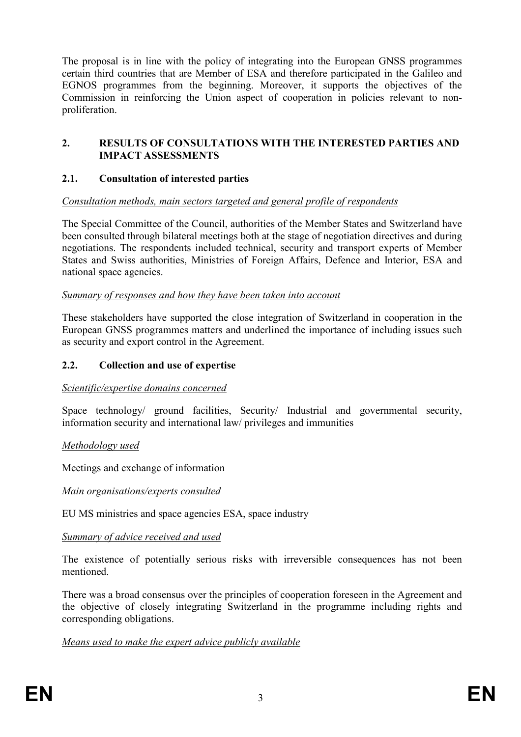The proposal is in line with the policy of integrating into the European GNSS programmes certain third countries that are Member of ESA and therefore participated in the Galileo and EGNOS programmes from the beginning. Moreover, it supports the objectives of the Commission in reinforcing the Union aspect of cooperation in policies relevant to non-proliferation.

## 2. RESULTS OF CONSULTATIONS WITH THE INTERESTED PARTIES AND IMPACT ASSESSMENTS

### 2.1. Consultation of interested parties

*Consultation methods, main sectors targeted and general profile of respondents*

The Special Committee of the Council, authorities of the Member States and Switzerland have been consulted through bilateral meetings both at the stage of negotiation directives and during negotiations. The respondents included technical, security and transport experts of Member States and Swiss authorities, Ministries of Foreign Affairs, Defence and Interior, ESA and national space agencies.

*Summary of responses and how they have been taken into account*

These stakeholders have supported the close integration of Switzerland in cooperation in the European GNSS programmes matters and underlined the importance of including issues such as security and export control in the Agreement.

### 2.2. Collection and use of expertise

*Scientific/expertise domains concerned*

Space technology/ ground facilities, Security/ Industrial and governmental security, information security and international law/ privileges and immunities

*Methodology used*

Meetings and exchange of information

*Main organisations/experts consulted*

EU MS ministries and space agencies ESA, space industry

*Summary of advice received and used*

The existence of potentially serious risks with irreversible consequences has not been mentioned.

There was a broad consensus over the principles of cooperation foreseen in the Agreement and the objective of closely integrating Switzerland in the programme including rights and corresponding obligations.

*Means used to make the expert advice publicly available*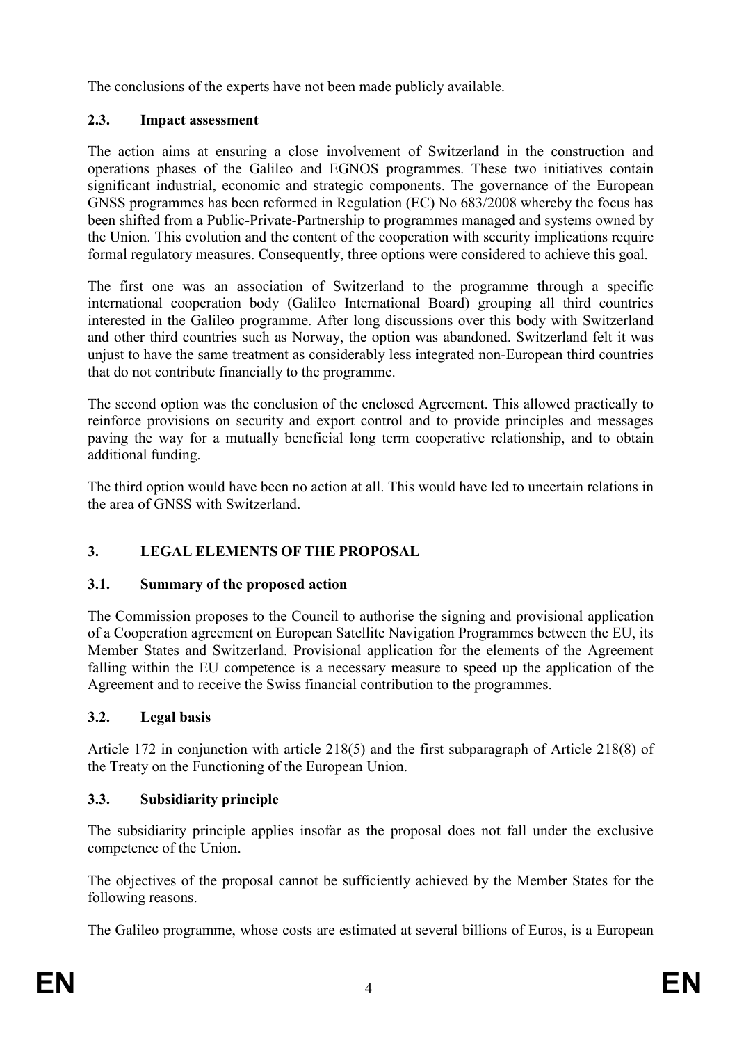The conclusions of the experts have not been made publicly available.

### 2.3. Impact assessment

The action aims at ensuring a close involvement of Switzerland in the construction and operations phases of the Galileo and EGNOS programmes. These two initiatives contain significant industrial, economic and strategic components. The governance of the European GNSS programmes has been reformed in Regulation (EC) No 683/2008 whereby the focus has been shifted from a Public-Private-Partnership to programmes managed and systems owned by the Union. This evolution and the content of the cooperation with security implications require formal regulatory measures. Consequently, three options were considered to achieve this goal.

The first one was an association of Switzerland to the programme through a specific international cooperation body (Galileo International Board) grouping all third countries interested in the Galileo programme. After long discussions over this body with Switzerland and other third countries such as Norway, the option was abandoned. Switzerland felt it was unjust to have the same treatment as considerably less integrated non-European third countries that do not contribute financially to the programme.

The second option was the conclusion of the enclosed Agreement. This allowed practically to reinforce provisions on security and export control and to provide principles and messages paving the way for a mutually beneficial long term cooperative relationship, and to obtain additional funding.

The third option would have been no action at all. This would have led to uncertain relations in the area of GNSS with Switzerland.

## 3. LEGAL ELEMENTS OF THE PROPOSAL

### 3.1. Summary of the proposed action

The Commission proposes to the Council to authorise the signing and provisional application of a Cooperation agreement on European Satellite Navigation Programmes between the EU, its Member States and Switzerland. Provisional application for the elements of the Agreement falling within the EU competence is a necessary measure to speed up the application of the Agreement and to receive the Swiss financial contribution to the programmes.

### 3.2. Legal basis

Article 172 in conjunction with article 218(5) and the first subparagraph of Article 218(8) of the Treaty on the Functioning of the European Union.

### 3.3. Subsidiarity principle

The subsidiarity principle applies insofar as the proposal does not fall under the exclusive competence of the Union.

The objectives of the proposal cannot be sufficiently achieved by the Member States for the following reasons.

The Galileo programme, whose costs are estimated at several billions of Euros, is a European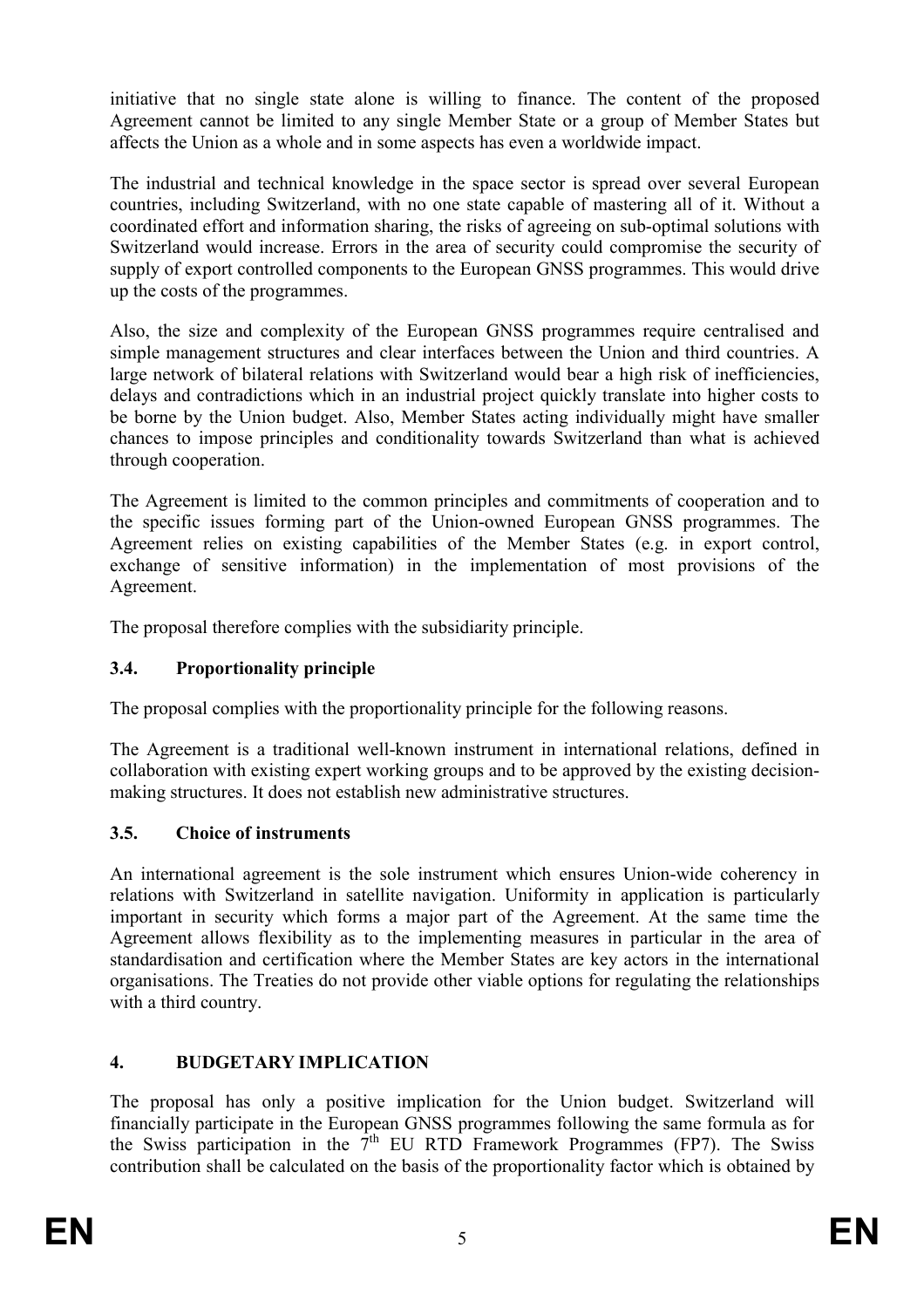initiative that no single state alone is willing to finance. The content of the proposed Agreement cannot be limited to any single Member State or a group of Member States but affects the Union as a whole and in some aspects has even a worldwide impact.

The industrial and technical knowledge in the space sector is spread over several European countries, including Switzerland, with no one state capable of mastering all of it. Without a coordinated effort and information sharing, the risks of agreeing on sub-optimal solutions with Switzerland would increase. Errors in the area of security could compromise the security of supply of export controlled components to the European GNSS programmes. This would drive up the costs of the programmes.

Also, the size and complexity of the European GNSS programmes require centralised and simple management structures and clear interfaces between the Union and third countries. A large network of bilateral relations with Switzerland would bear a high risk of inefficiencies, delays and contradictions which in an industrial project quickly translate into higher costs to be borne by the Union budget. Also, Member States acting individually might have smaller chances to impose principles and conditionality towards Switzerland than what is achieved through cooperation.

The Agreement is limited to the common principles and commitments of cooperation and to the specific issues forming part of the Union-owned European GNSS programmes. The Agreement relies on existing capabilities of the Member States (e.g. in export control, exchange of sensitive information) in the implementation of most provisions of the Agreement.

The proposal therefore complies with the subsidiarity principle.

### 3.4. Proportionality principle

The proposal complies with the proportionality principle for the following reasons.

The Agreement is a traditional well-known instrument in international relations, defined in collaboration with existing expert working groups and to be approved by the existing decision-making structures. It does not establish new administrative structures.

### 3.5. Choice of instruments

An international agreement is the sole instrument which ensures Union-wide coherency in relations with Switzerland in satellite navigation. Uniformity in application is particularly important in security which forms a major part of the Agreement. At the same time the Agreement allows flexibility as to the implementing measures in particular in the area of standardisation and certification where the Member States are key actors in the international organisations. The Treaties do not provide other viable options for regulating the relationships with a third country.

## 4. BUDGETARY IMPLICATION

The proposal has only a positive implication for the Union budget. Switzerland will financially participate in the European GNSS programmes following the same formula as for the Swiss participation in the 7th EU RTD Framework Programmes (FP7). The Swiss contribution shall be calculated on the basis of the proportionality factor which is obtained by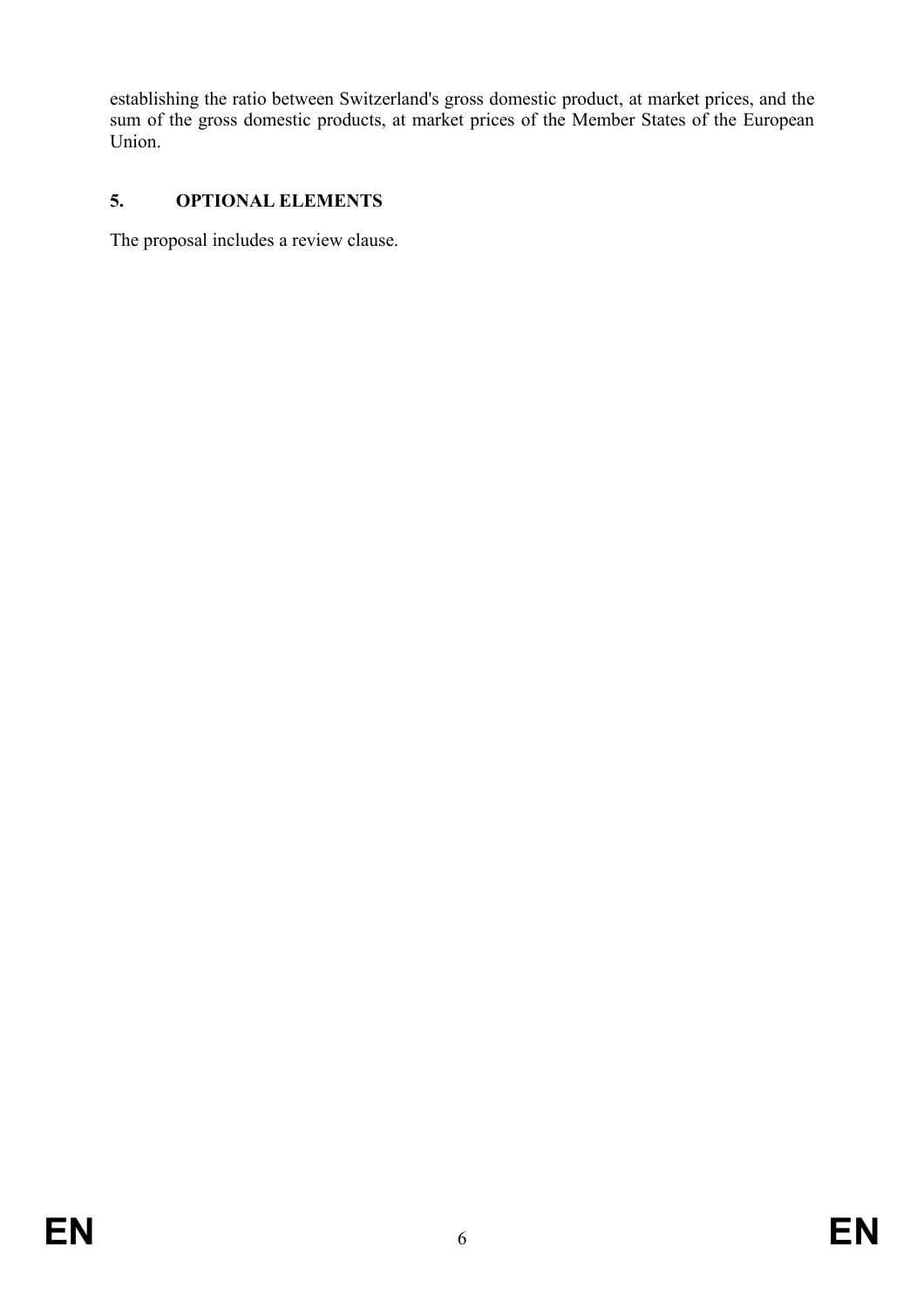establishing the ratio between Switzerland's gross domestic product, at market prices, and the sum of the gross domestic products, at market prices of the Member States of the European Union.

## 5. OPTIONAL ELEMENTS

The proposal includes a review clause.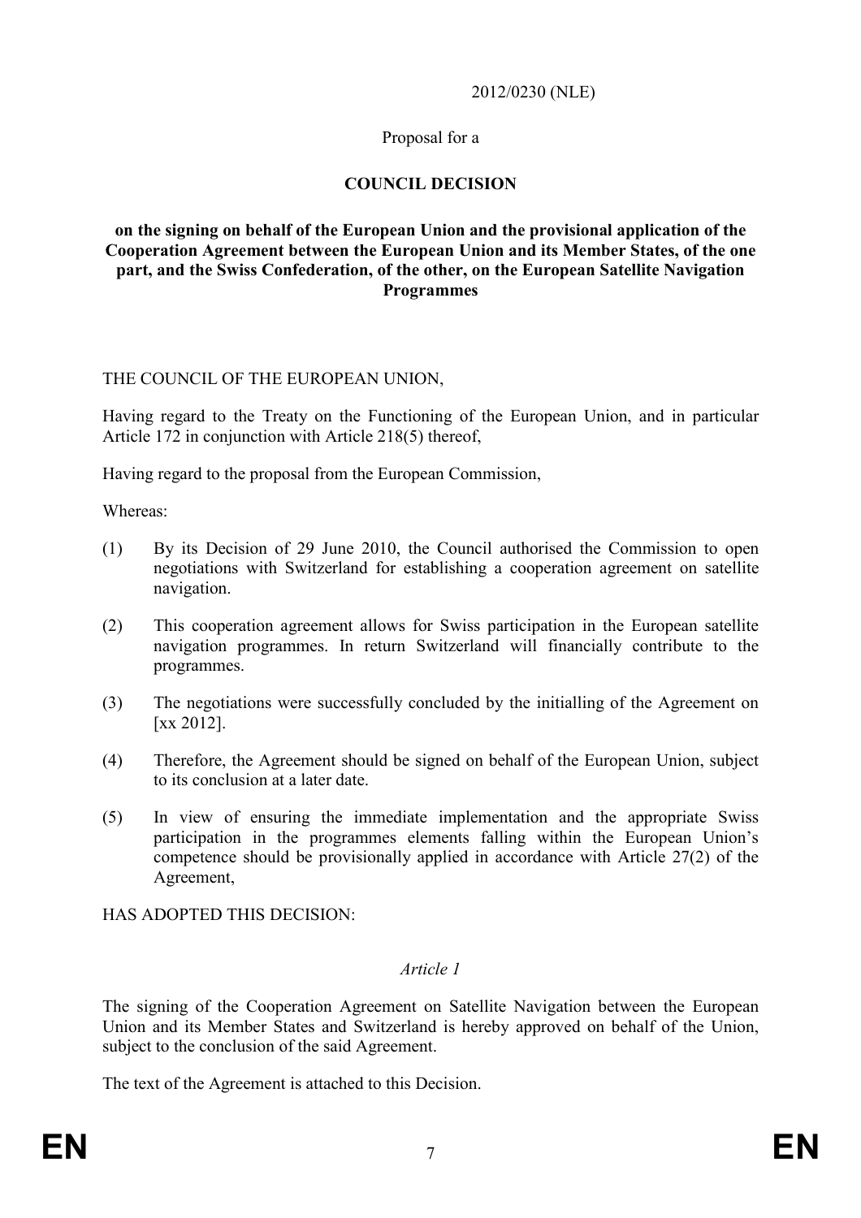2012/0230 (NLE)

Proposal for a

# COUNCIL DECISION

**on the signing on behalf of the European Union and the provisional application of the Cooperation Agreement between the European Union and its Member States, of the one part, and the Swiss Confederation, of the other, on the European Satellite Navigation Programmes**

THE COUNCIL OF THE EUROPEAN UNION,

Having regard to the Treaty on the Functioning of the European Union, and in particular Article 172 in conjunction with Article 218(5) thereof,

Having regard to the proposal from the European Commission,

Whereas:

(1) By its Decision of 29 June 2010, the Council authorised the Commission to open negotiations with Switzerland for establishing a cooperation agreement on satellite navigation.

(2) This cooperation agreement allows for Swiss participation in the European satellite navigation programmes. In return Switzerland will financially contribute to the programmes.

(3) The negotiations were successfully concluded by the initialling of the Agreement on [xx 2012].

(4) Therefore, the Agreement should be signed on behalf of the European Union, subject to its conclusion at a later date.

(5) In view of ensuring the immediate implementation and the appropriate Swiss participation in the programmes elements falling within the European Union's competence should be provisionally applied in accordance with Article 27(2) of the Agreement,

HAS ADOPTED THIS DECISION:

*Article 1*

The signing of the Cooperation Agreement on Satellite Navigation between the European Union and its Member States and Switzerland is hereby approved on behalf of the Union, subject to the conclusion of the said Agreement.

The text of the Agreement is attached to this Decision.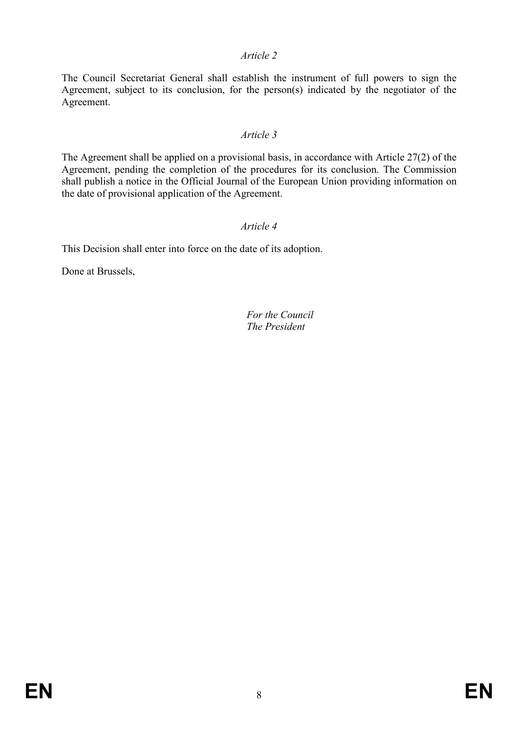*Article 2*

The Council Secretariat General shall establish the instrument of full powers to sign the Agreement, subject to its conclusion, for the person(s) indicated by the negotiator of the Agreement.

*Article 3*

The Agreement shall be applied on a provisional basis, in accordance with Article 27(2) of the Agreement, pending the completion of the procedures for its conclusion. The Commission shall publish a notice in the Official Journal of the European Union providing information on the date of provisional application of the Agreement.

*Article 4*

This Decision shall enter into force on the date of its adoption.

Done at Brussels,

*For the Council*
*The President*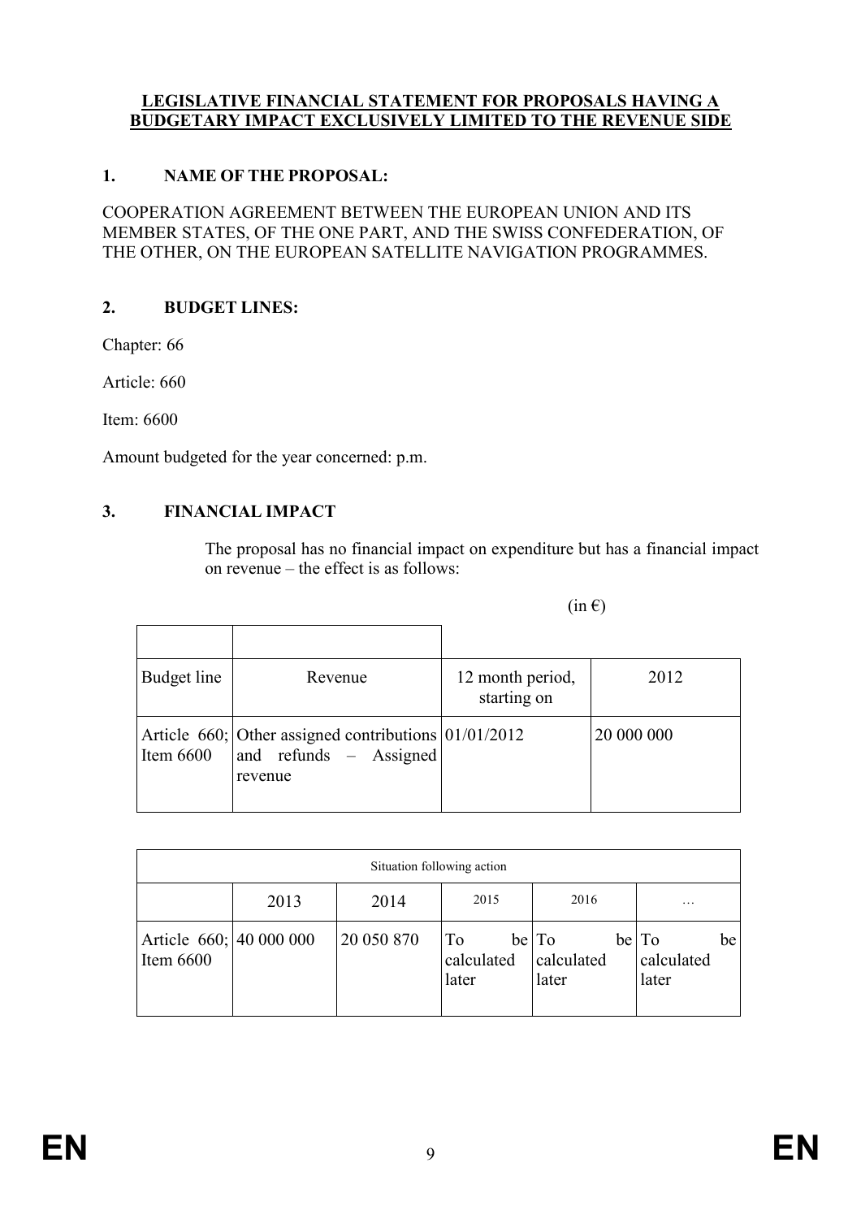**LEGISLATIVE FINANCIAL STATEMENT FOR PROPOSALS HAVING A BUDGETARY IMPACT EXCLUSIVELY LIMITED TO THE REVENUE SIDE**

## 1. NAME OF THE PROPOSAL:

COOPERATION AGREEMENT BETWEEN THE EUROPEAN UNION AND ITS MEMBER STATES, OF THE ONE PART, AND THE SWISS CONFEDERATION, OF THE OTHER, ON THE EUROPEAN SATELLITE NAVIGATION PROGRAMMES.

## 2. BUDGET LINES:

Chapter: 66

Article: 660

Item: 6600

Amount budgeted for the year concerned: p.m.

## 3. FINANCIAL IMPACT

The proposal has no financial impact on expenditure but has a financial impact on revenue – the effect is as follows:

(in €)

| Budget line | Revenue | 12 month period, starting on | 2012 |
|---|---|---|---|
| Article 660; Item 6600 | Other assigned contributions and refunds – Assigned revenue | 01/01/2012 | 20 000 000 |

| Situation following action | | | | | |
|---|---|---|---|---|---|
| | 2013 | 2014 | 2015 | 2016 | … |
| Article 660; Item 6600 | 40 000 000 | 20 050 870 | To be calculated later | To be calculated later | To be calculated later |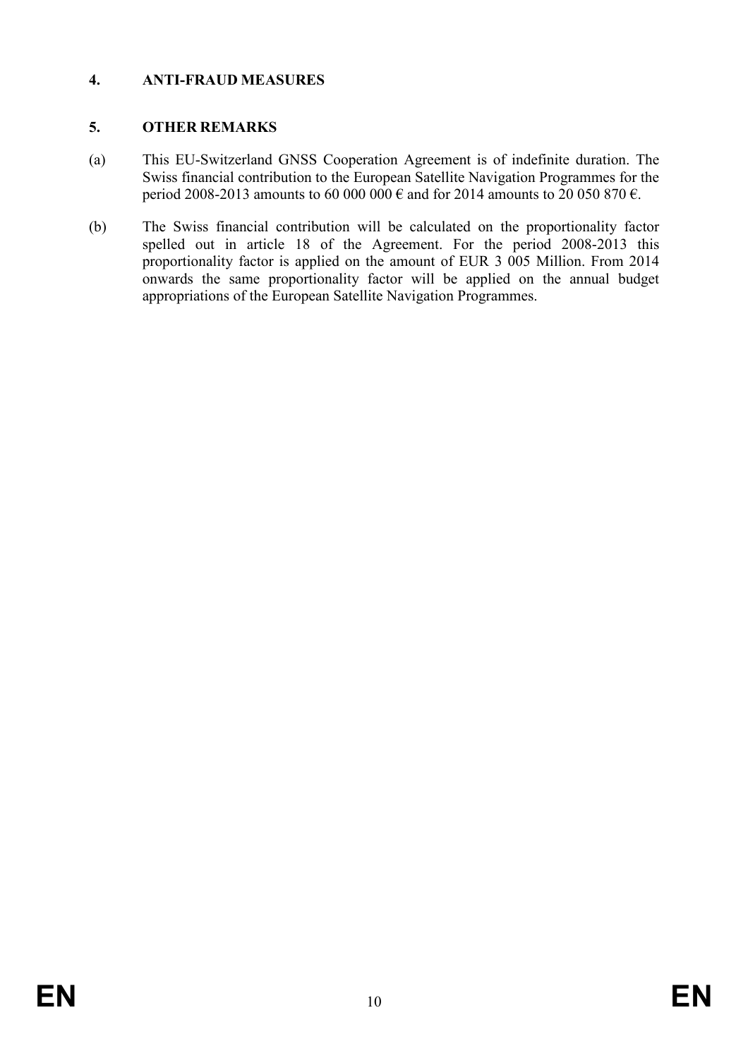## 4. ANTI-FRAUD MEASURES

## 5. OTHER REMARKS

(a) This EU-Switzerland GNSS Cooperation Agreement is of indefinite duration. The Swiss financial contribution to the European Satellite Navigation Programmes for the period 2008-2013 amounts to 60 000 000 € and for 2014 amounts to 20 050 870 €.

(b) The Swiss financial contribution will be calculated on the proportionality factor spelled out in article 18 of the Agreement. For the period 2008-2013 this proportionality factor is applied on the amount of EUR 3 005 Million. From 2014 onwards the same proportionality factor will be applied on the annual budget appropriations of the European Satellite Navigation Programmes.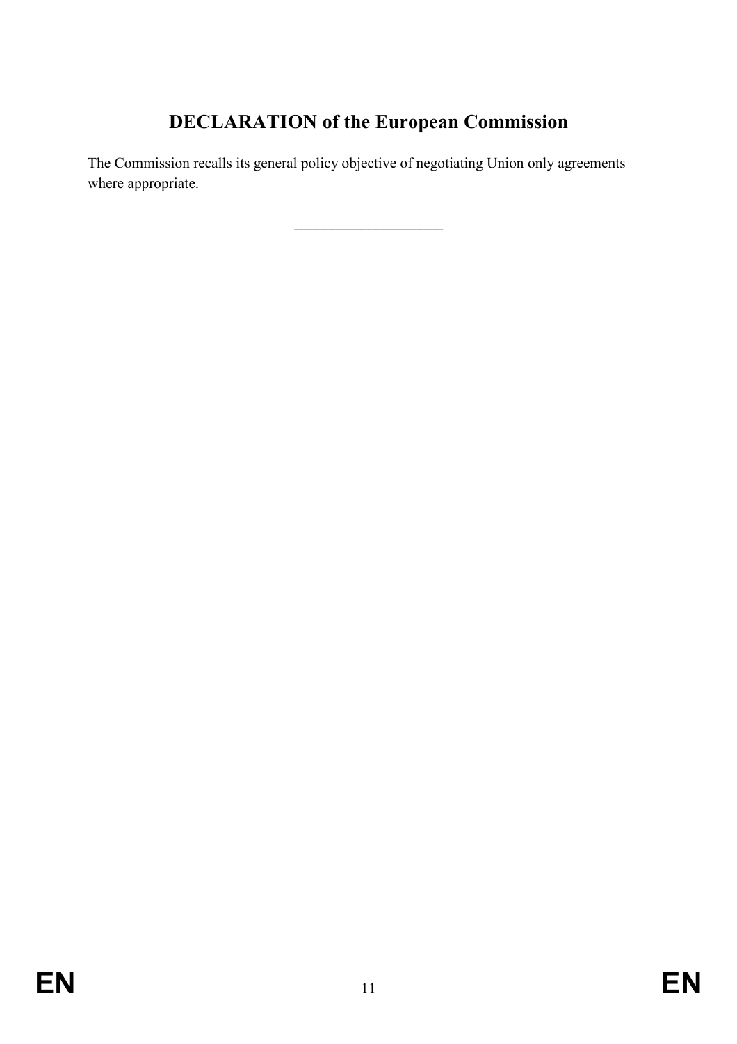# DECLARATION of the European Commission

The Commission recalls its general policy objective of negotiating Union only agreements where appropriate.

---